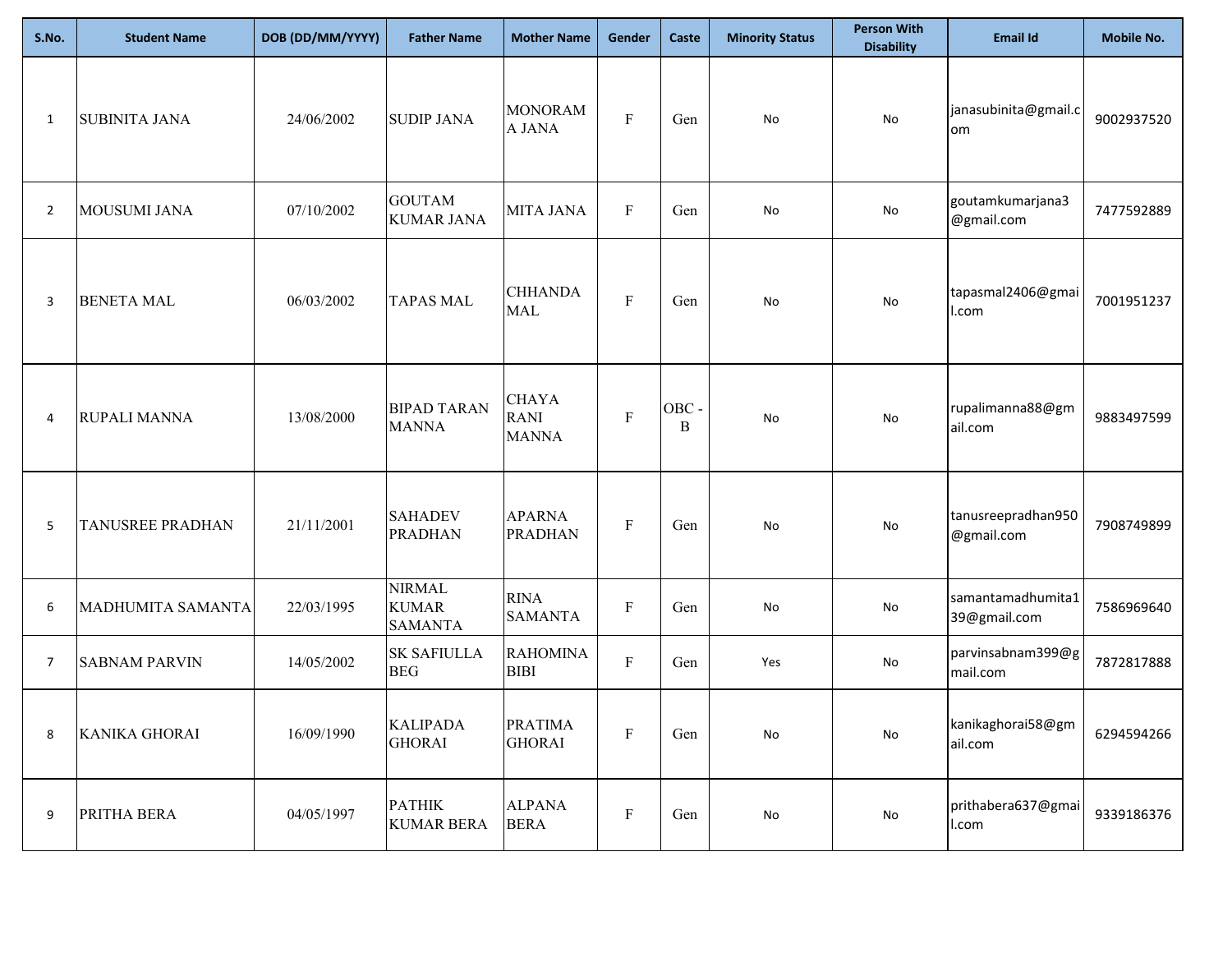| S.No. | Student Name | DOB (DD/MM/YYYY) | Father Name | Mother Name | Gender | Caste | Minority Status | Person With Disability | Email Id | Mobile No. |
|---|---|---|---|---|---|---|---|---|---|---|
| 1 | SUBINITA JANA | 24/06/2002 | SUDIP JANA | MONORAMA JANA | F | Gen | No | No | janasubinita@gmail.com | 9002937520 |
| 2 | MOUSUMI JANA | 07/10/2002 | GOUTAM KUMAR JANA | MITA JANA | F | Gen | No | No | goutamkumarjana3@gmail.com | 7477592889 |
| 3 | BENETA MAL | 06/03/2002 | TAPAS MAL | CHHANDA MAL | F | Gen | No | No | tapasmal2406@gmail.com | 7001951237 |
| 4 | RUPALI MANNA | 13/08/2000 | BIPAD TARAN MANNA | CHAYA RANI MANNA | F | OBC - B | No | No | rupalimanna88@gmail.com | 9883497599 |
| 5 | TANUSREE PRADHAN | 21/11/2001 | SAHADEV PRADHAN | APARNA PRADHAN | F | Gen | No | No | tanusreepradhan950@gmail.com | 7908749899 |
| 6 | MADHUMITA SAMANTA | 22/03/1995 | NIRMAL KUMAR SAMANTA | RINA SAMANTA | F | Gen | No | No | samantamadhumita139@gmail.com | 7586969640 |
| 7 | SABNAM PARVIN | 14/05/2002 | SK SAFIULLA BEG | RAHOMINA BIBI | F | Gen | Yes | No | parvinsabnam399@gmail.com | 7872817888 |
| 8 | KANIKA GHORAI | 16/09/1990 | KALIPADA GHORAI | PRATIMA GHORAI | F | Gen | No | No | kanikaghorai58@gmail.com | 6294594266 |
| 9 | PRITHA BERA | 04/05/1997 | PATHIK KUMAR BERA | ALPANA BERA | F | Gen | No | No | prithabera637@gmail.com | 9339186376 |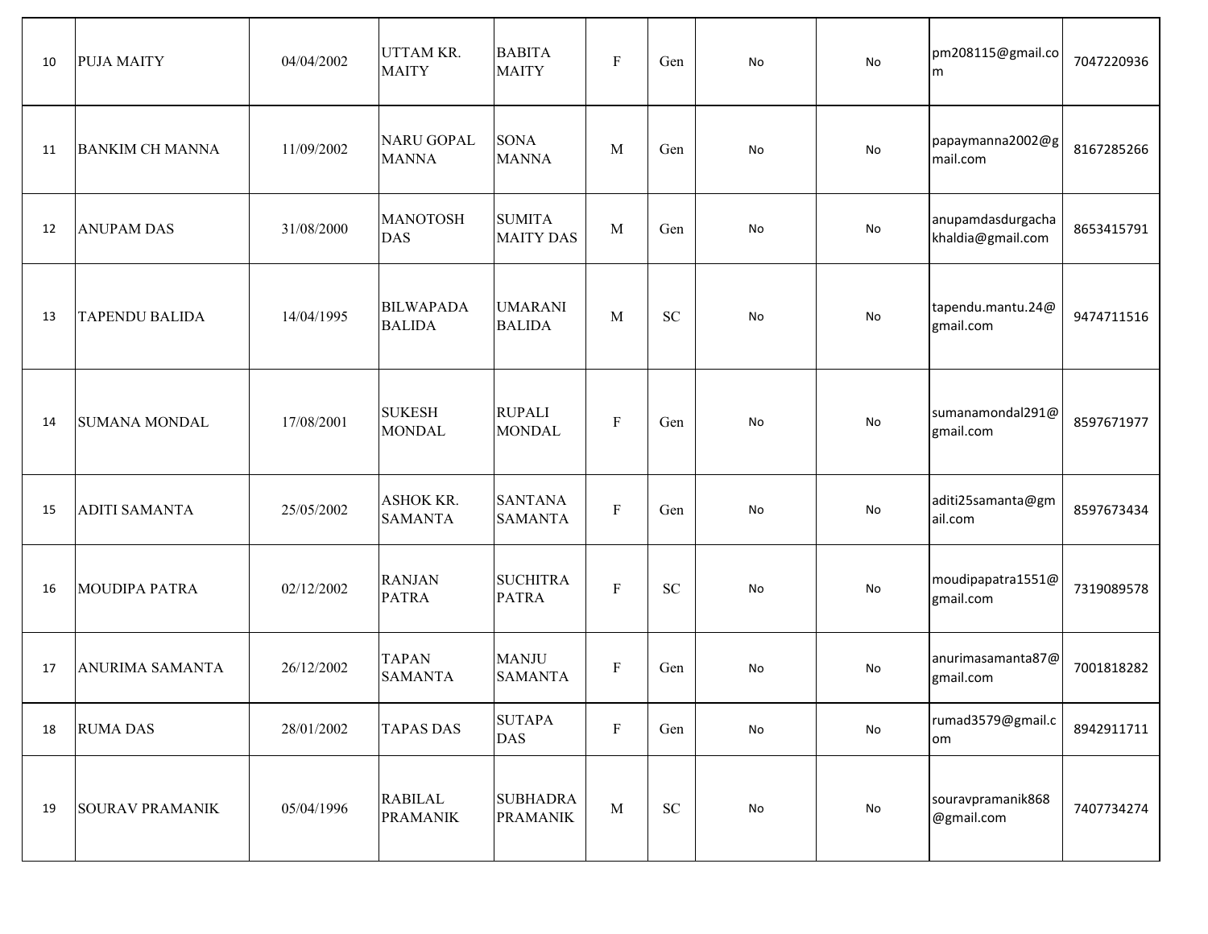| | | | | | | | | | | |
|---|---|---|---|---|---|---|---|---|---|---|
| 10 | PUJA MAITY | 04/04/2002 | UTTAM KR. MAITY | BABITA MAITY | F | Gen | No | No | pm208115@gmail.com | 7047220936 |
| 11 | BANKIM CH MANNA | 11/09/2002 | NARU GOPAL MANNA | SONA MANNA | M | Gen | No | No | papaymanna2002@gmail.com | 8167285266 |
| 12 | ANUPAM DAS | 31/08/2000 | MANOTOSH DAS | SUMITA MAITY DAS | M | Gen | No | No | anupamdasdurgachakhaldia@gmail.com | 8653415791 |
| 13 | TAPENDU BALIDA | 14/04/1995 | BILWAPADA BALIDA | UMARANI BALIDA | M | SC | No | No | tapendu.mantu.24@gmail.com | 9474711516 |
| 14 | SUMANA MONDAL | 17/08/2001 | SUKESH MONDAL | RUPALI MONDAL | F | Gen | No | No | sumanamondal291@gmail.com | 8597671977 |
| 15 | ADITI SAMANTA | 25/05/2002 | ASHOK KR. SAMANTA | SANTANA SAMANTA | F | Gen | No | No | aditi25samanta@gmail.com | 8597673434 |
| 16 | MOUDIPA PATRA | 02/12/2002 | RANJAN PATRA | SUCHITRA PATRA | F | SC | No | No | moudipapatra1551@gmail.com | 7319089578 |
| 17 | ANURIMA SAMANTA | 26/12/2002 | TAPAN SAMANTA | MANJU SAMANTA | F | Gen | No | No | anurimasamanta87@gmail.com | 7001818282 |
| 18 | RUMA DAS | 28/01/2002 | TAPAS DAS | SUTAPA DAS | F | Gen | No | No | rumad3579@gmail.com | 8942911711 |
| 19 | SOURAV PRAMANIK | 05/04/1996 | RABILAL PRAMANIK | SUBHADRA PRAMANIK | M | SC | No | No | souravpramanik868@gmail.com | 7407734274 |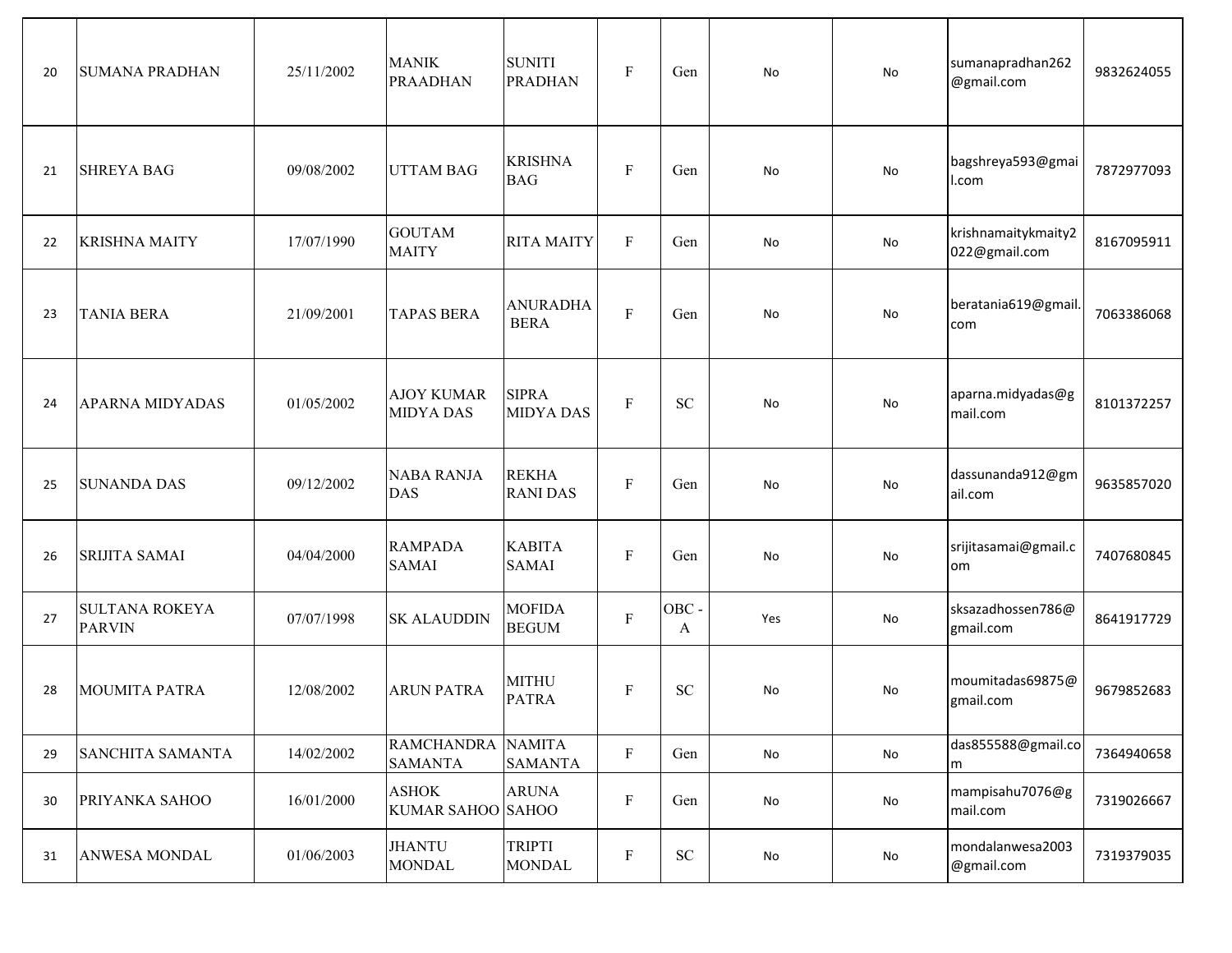| | | | | | | | | | | |
|---|---|---|---|---|---|---|---|---|---|---|
| 20 | SUMANA PRADHAN | 25/11/2002 | MANIK PRAADHAN | SUNITI PRADHAN | F | Gen | No | No | sumanapradhan262@gmail.com | 9832624055 |
| 21 | SHREYA BAG | 09/08/2002 | UTTAM BAG | KRISHNA BAG | F | Gen | No | No | bagshreya593@gmail.com | 7872977093 |
| 22 | KRISHNA MAITY | 17/07/1990 | GOUTAM MAITY | RITA MAITY | F | Gen | No | No | krishnamaitykmaity2022@gmail.com | 8167095911 |
| 23 | TANIA BERA | 21/09/2001 | TAPAS BERA | ANURADHA BERA | F | Gen | No | No | beratania619@gmail.com | 7063386068 |
| 24 | APARNA MIDYADAS | 01/05/2002 | AJOY KUMAR MIDYA DAS | SIPRA MIDYA DAS | F | SC | No | No | aparna.midyadas@gmail.com | 8101372257 |
| 25 | SUNANDA DAS | 09/12/2002 | NABA RANJA DAS | REKHA RANI DAS | F | Gen | No | No | dassunanda912@gmail.com | 9635857020 |
| 26 | SRIJITA SAMAI | 04/04/2000 | RAMPADA SAMAI | KABITA SAMAI | F | Gen | No | No | srijitasamai@gmail.com | 7407680845 |
| 27 | SULTANA ROKEYA PARVIN | 07/07/1998 | SK ALAUDDIN | MOFIDA BEGUM | F | OBC - A | Yes | No | sksazadhossen786@gmail.com | 8641917729 |
| 28 | MOUMITA PATRA | 12/08/2002 | ARUN PATRA | MITHU PATRA | F | SC | No | No | moumitadas69875@gmail.com | 9679852683 |
| 29 | SANCHITA SAMANTA | 14/02/2002 | RAMCHANDRA SAMANTA | NAMITA SAMANTA | F | Gen | No | No | das855588@gmail.com | 7364940658 |
| 30 | PRIYANKA SAHOO | 16/01/2000 | ASHOK KUMAR SAHOO | ARUNA SAHOO | F | Gen | No | No | mampisahu7076@gmail.com | 7319026667 |
| 31 | ANWESA MONDAL | 01/06/2003 | JHANTU MONDAL | TRIPTI MONDAL | F | SC | No | No | mondalanwesa2003@gmail.com | 7319379035 |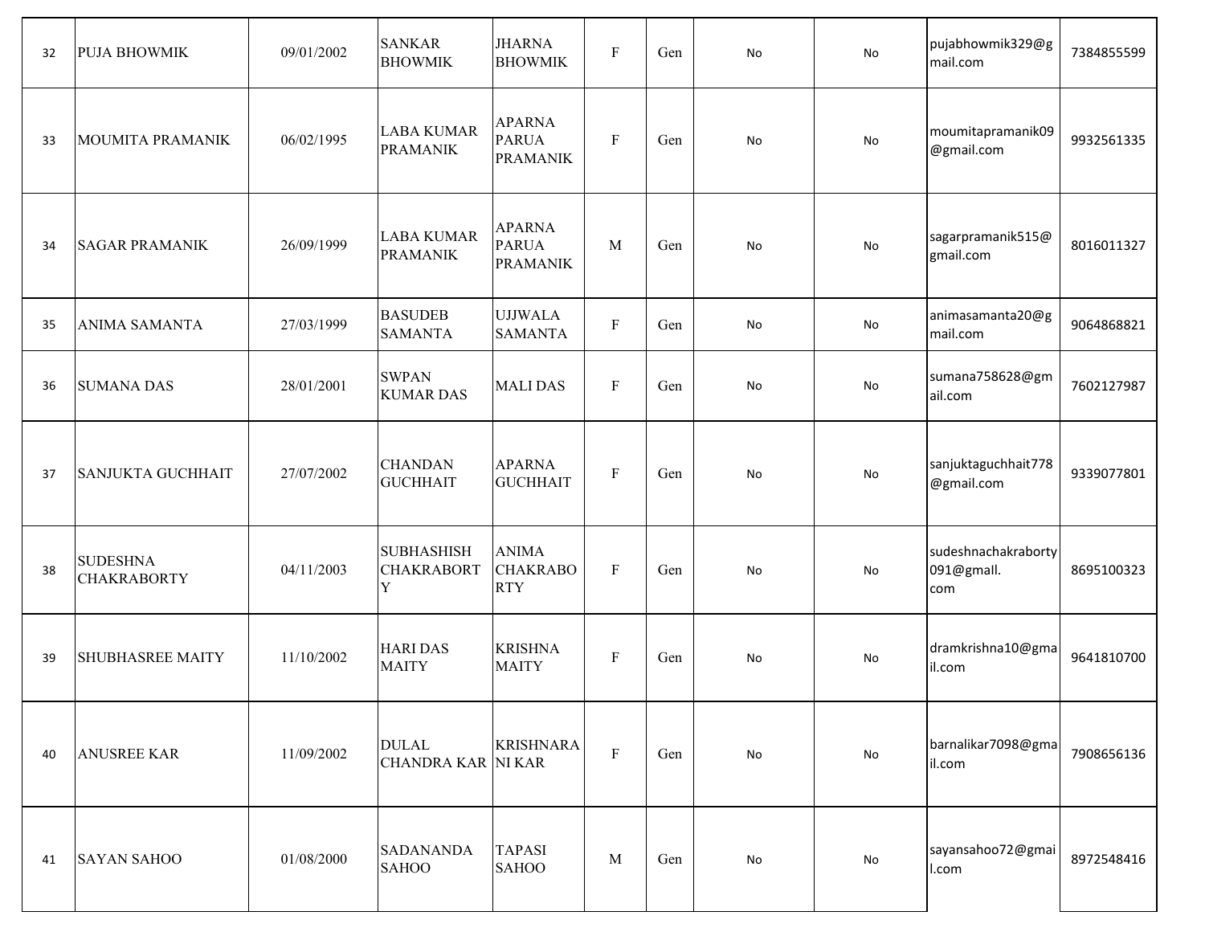| 32 | PUJA BHOWMIK | 09/01/2002 | SANKAR BHOWMIK | JHARNA BHOWMIK | F | Gen | No | No | pujabhowmik329@gmail.com | 7384855599 |
|---|---|---|---|---|---|---|---|---|---|---|
| 33 | MOUMITA PRAMANIK | 06/02/1995 | LABA KUMAR PRAMANIK | APARNA PARUA PRAMANIK | F | Gen | No | No | moumitapramanik09@gmail.com | 9932561335 |
| 34 | SAGAR PRAMANIK | 26/09/1999 | LABA KUMAR PRAMANIK | APARNA PARUA PRAMANIK | M | Gen | No | No | sagarpramanik515@gmail.com | 8016011327 |
| 35 | ANIMA SAMANTA | 27/03/1999 | BASUDEB SAMANTA | UJJWALA SAMANTA | F | Gen | No | No | animasamanta20@gmail.com | 9064868821 |
| 36 | SUMANA DAS | 28/01/2001 | SWPAN KUMAR DAS | MALI DAS | F | Gen | No | No | sumana758628@gmail.com | 7602127987 |
| 37 | SANJUKTA GUCHHAIT | 27/07/2002 | CHANDAN GUCHHAIT | APARNA GUCHHAIT | F | Gen | No | No | sanjuktaguchhait778@gmail.com | 9339077801 |
| 38 | SUDESHNA CHAKRABORTY | 04/11/2003 | SUBHASHISH CHAKRABORTY | ANIMA CHAKRABORTY | F | Gen | No | No | sudeshnachakraborty091@gmall.com | 8695100323 |
| 39 | SHUBHASREE MAITY | 11/10/2002 | HARI DAS MAITY | KRISHNA MAITY | F | Gen | No | No | dramkrishna10@gmail.com | 9641810700 |
| 40 | ANUSREE KAR | 11/09/2002 | DULAL CHANDRA KAR | KRISHNARANI KAR | F | Gen | No | No | barnalikar7098@gmail.com | 7908656136 |
| 41 | SAYAN SAHOO | 01/08/2000 | SADANANDA SAHOO | TAPASI SAHOO | M | Gen | No | No | sayansahoo72@gmail.com | 8972548416 |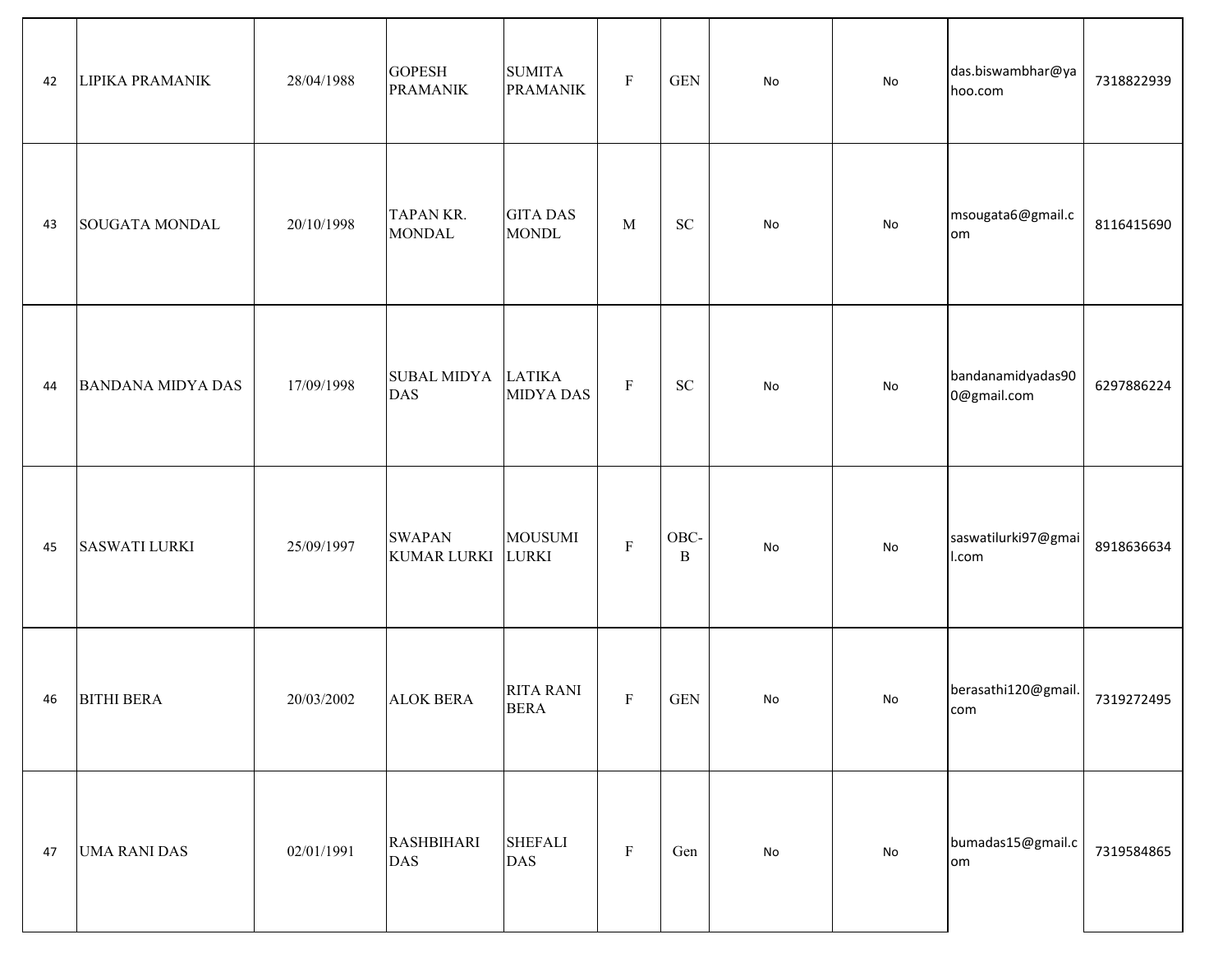| | | | | | | | | | | |
|---|---|---|---|---|---|---|---|---|---|---|
| 42 | LIPIKA PRAMANIK | 28/04/1988 | GOPESH PRAMANIK | SUMITA PRAMANIK | F | GEN | No | No | das.biswambhar@yahoo.com | 7318822939 |
| 43 | SOUGATA MONDAL | 20/10/1998 | TAPAN KR. MONDAL | GITA DAS MONDL | M | SC | No | No | msougata6@gmail.com | 8116415690 |
| 44 | BANDANA MIDYA DAS | 17/09/1998 | SUBAL MIDYA DAS | LATIKA MIDYA DAS | F | SC | No | No | bandanamidyadas900@gmail.com | 6297886224 |
| 45 | SASWATI LURKI | 25/09/1997 | SWAPAN KUMAR LURKI | MOUSUMI LURKI | F | OBC-B | No | No | saswatilurki97@gmail.com | 8918636634 |
| 46 | BITHI BERA | 20/03/2002 | ALOK BERA | RITA RANI BERA | F | GEN | No | No | berasathi120@gmail.com | 7319272495 |
| 47 | UMA RANI DAS | 02/01/1991 | RASHBIHARI DAS | SHEFALI DAS | F | Gen | No | No | bumadas15@gmail.com | 7319584865 |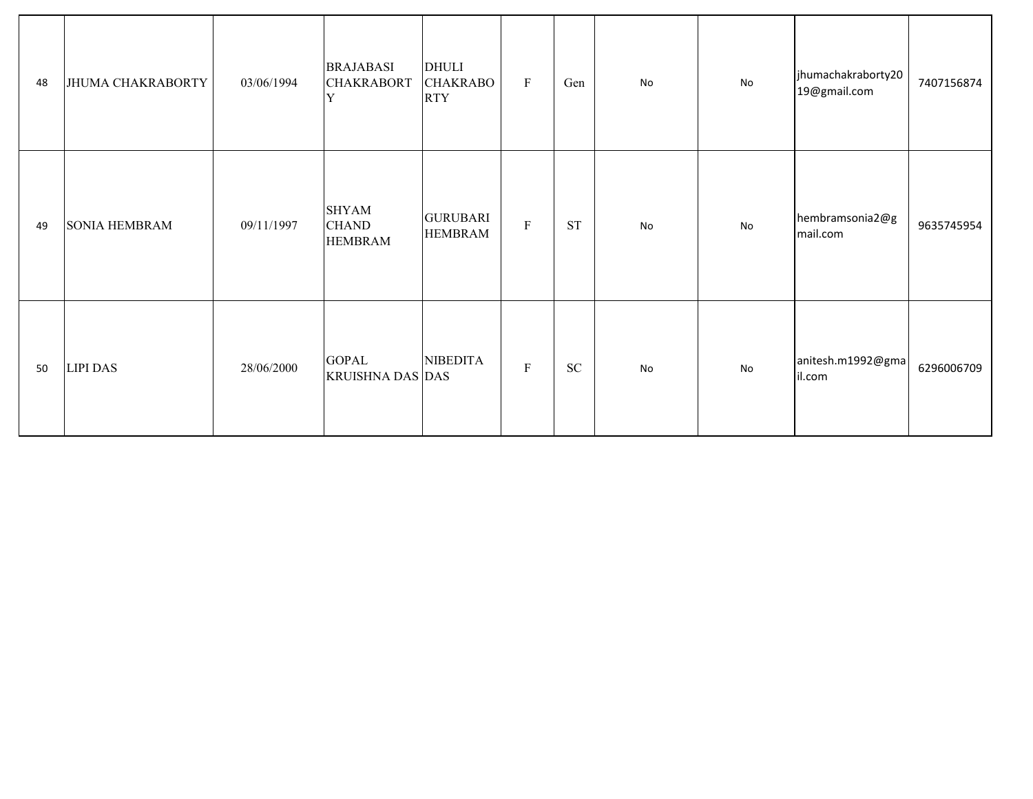| | | | | | | | | | | |
|---|---|---|---|---|---|---|---|---|---|---|
| 48 | JHUMA CHAKRABORTY | 03/06/1994 | BRAJABASI CHAKRABORTY | DHULI CHAKRABORTY | F | Gen | No | No | jhumachakraborty2019@gmail.com | 7407156874 |
| 49 | SONIA HEMBRAM | 09/11/1997 | SHYAM CHAND HEMBRAM | GURUBARI HEMBRAM | F | ST | No | No | hembramsonia2@gmail.com | 9635745954 |
| 50 | LIPI DAS | 28/06/2000 | GOPAL KRUISHNA DAS | NIBEDITA DAS | F | SC | No | No | anitesh.m1992@gmail.com | 6296006709 |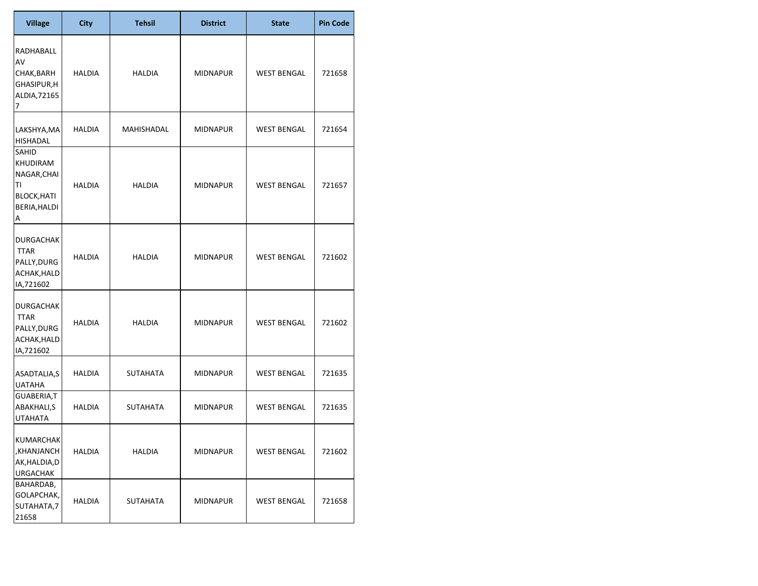| Village | City | Tehsil | District | State | Pin Code |
| --- | --- | --- | --- | --- | --- |
| RADHABALLAV CHAK,BARHGHASIPUR,HALDIA,721657 | HALDIA | HALDIA | MIDNAPUR | WEST BENGAL | 721658 |
| LAKSHYA,MAHISHADAL | HALDIA | MAHISHADAL | MIDNAPUR | WEST BENGAL | 721654 |
| SAHID KHUDIRAM NAGAR,CHAITI BLOCK,HATIBERIA,HALDIA | HALDIA | HALDIA | MIDNAPUR | WEST BENGAL | 721657 |
| DURGACHAK TTAR PALLY,DURGACHAK,HALDIA,721602 | HALDIA | HALDIA | MIDNAPUR | WEST BENGAL | 721602 |
| DURGACHAK TTAR PALLY,DURGACHAK,HALDIA,721602 | HALDIA | HALDIA | MIDNAPUR | WEST BENGAL | 721602 |
| ASADTALIA,SUATAHA | HALDIA | SUTAHATA | MIDNAPUR | WEST BENGAL | 721635 |
| GUABERIA,TABAKHALI,SUTAHATA | HALDIA | SUTAHATA | MIDNAPUR | WEST BENGAL | 721635 |
| KUMARCHAK,KHANJANCHAK,HALDIA,DURGACHAK | HALDIA | HALDIA | MIDNAPUR | WEST BENGAL | 721602 |
| BAHARDAB, GOLAPCHAK, SUTAHATA,721658 | HALDIA | SUTAHATA | MIDNAPUR | WEST BENGAL | 721658 |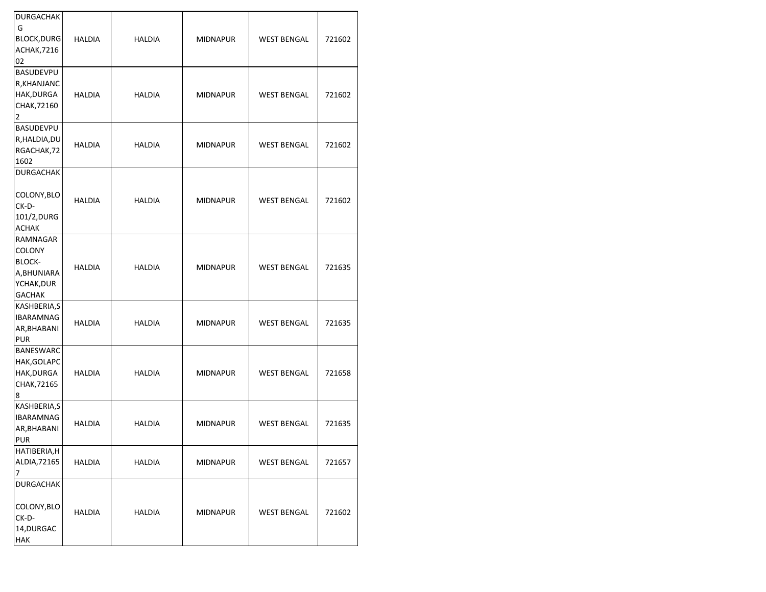| | | | | | |
|---|---|---|---|---|---|
| DURGACHAK G BLOCK,DURGACHAK,721602 | HALDIA | HALDIA | MIDNAPUR | WEST BENGAL | 721602 |
| BASUDEVPUR,KHANJANCHAK,DURGACHAK,721602 | HALDIA | HALDIA | MIDNAPUR | WEST BENGAL | 721602 |
| BASUDEVPUR,HALDIA,DURGACHAK,721602 | HALDIA | HALDIA | MIDNAPUR | WEST BENGAL | 721602 |
| DURGACHAK COLONY,BLOCK-D-101/2,DURGACHAK | HALDIA | HALDIA | MIDNAPUR | WEST BENGAL | 721602 |
| RAMNAGAR COLONY BLOCK-A,BHUNIARAYCHAK,DURGACHAK | HALDIA | HALDIA | MIDNAPUR | WEST BENGAL | 721635 |
| KASHBERIA,SIBARAMNAGAR,BHABANIPUR | HALDIA | HALDIA | MIDNAPUR | WEST BENGAL | 721635 |
| BANESWARCHAK,GOLAPCHAK,DURGACHAK,721658 | HALDIA | HALDIA | MIDNAPUR | WEST BENGAL | 721658 |
| KASHBERIA,SIBARAMNAGAR,BHABANIPUR | HALDIA | HALDIA | MIDNAPUR | WEST BENGAL | 721635 |
| HATIBERIA,HALDIA,721657 | HALDIA | HALDIA | MIDNAPUR | WEST BENGAL | 721657 |
| DURGACHAK COLONY,BLOCK-D-14,DURGACHAK | HALDIA | HALDIA | MIDNAPUR | WEST BENGAL | 721602 |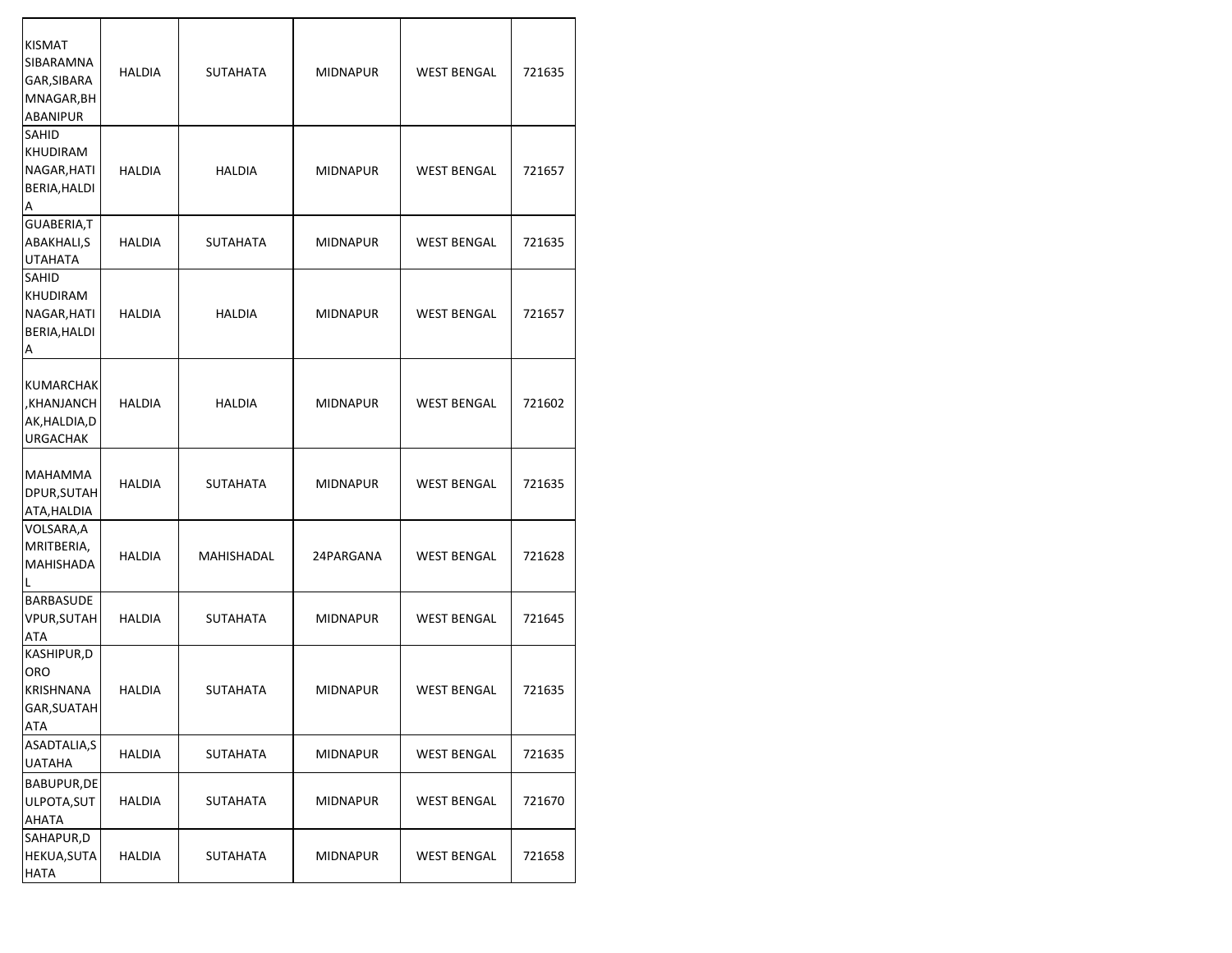| | | | | | |
|---|---|---|---|---|---|
| KISMAT SIBARAMNAGAR,SIBARAMNAGAR,BHABANIPUR | HALDIA | SUTAHATA | MIDNAPUR | WEST BENGAL | 721635 |
| SAHID KHUDIRAM NAGAR,HATIBERIA,HALDIA | HALDIA | HALDIA | MIDNAPUR | WEST BENGAL | 721657 |
| GUABERIA,TABAKHALI,SUTAHATA | HALDIA | SUTAHATA | MIDNAPUR | WEST BENGAL | 721635 |
| SAHID KHUDIRAM NAGAR,HATIBERIA,HALDIA | HALDIA | HALDIA | MIDNAPUR | WEST BENGAL | 721657 |
| KUMARCHAK,KHANJANCHAK,HALDIA,DURGACHAK | HALDIA | HALDIA | MIDNAPUR | WEST BENGAL | 721602 |
| MAHAMMADPUR,SUTAHATA,HALDIA | HALDIA | SUTAHATA | MIDNAPUR | WEST BENGAL | 721635 |
| VOLSARA,AMRITBERIA,MAHISHADAL | HALDIA | MAHISHADAL | 24PARGANA | WEST BENGAL | 721628 |
| BARBASUDEVPUR,SUTAHATA | HALDIA | SUTAHATA | MIDNAPUR | WEST BENGAL | 721645 |
| KASHIPUR,DORO KRISHNANAGAR,SUATAHATA | HALDIA | SUTAHATA | MIDNAPUR | WEST BENGAL | 721635 |
| ASADTALIA,SUATAHA | HALDIA | SUTAHATA | MIDNAPUR | WEST BENGAL | 721635 |
| BABUPUR,DEULPOTA,SUTAHATA | HALDIA | SUTAHATA | MIDNAPUR | WEST BENGAL | 721670 |
| SAHAPUR,DHEKUA,SUTAHATA | HALDIA | SUTAHATA | MIDNAPUR | WEST BENGAL | 721658 |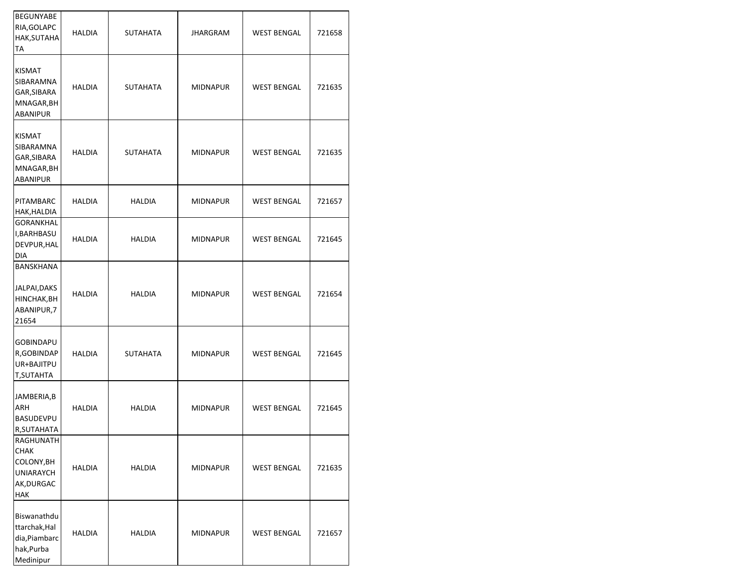| | | | | | |
|---|---|---|---|---|---|
| BEGUNYABERIA,GOLAPCHAK,SUTAHATA | HALDIA | SUTAHATA | JHARGRAM | WEST BENGAL | 721658 |
| KISMAT SIBARAMNAGAR,SIBARAMNAGAR,BHABANIPUR | HALDIA | SUTAHATA | MIDNAPUR | WEST BENGAL | 721635 |
| KISMAT SIBARAMNAGAR,SIBARAMNAGAR,BHABANIPUR | HALDIA | SUTAHATA | MIDNAPUR | WEST BENGAL | 721635 |
| PITAMBARCHAK,HALDIA | HALDIA | HALDIA | MIDNAPUR | WEST BENGAL | 721657 |
| GORANKHALI,BARHBASUDEVPUR,HALDIA | HALDIA | HALDIA | MIDNAPUR | WEST BENGAL | 721645 |
| BANSKHANA JALPAI,DAKSHINCHAK,BHABANIPUR,721654 | HALDIA | HALDIA | MIDNAPUR | WEST BENGAL | 721654 |
| GOBINDAPUR,GOBINDAPUR+BAJITPUT,SUTAHTA | HALDIA | SUTAHATA | MIDNAPUR | WEST BENGAL | 721645 |
| JAMBERIA,BARH BASUDEVPUR,SUTAHATA | HALDIA | HALDIA | MIDNAPUR | WEST BENGAL | 721645 |
| RAGHUNATHCHAK COLONY,BHUNIARAYCHAK,DURGACHAK | HALDIA | HALDIA | MIDNAPUR | WEST BENGAL | 721635 |
| Biswanathduttarchak,Haldia,Piambarchak,Purba Medinipur | HALDIA | HALDIA | MIDNAPUR | WEST BENGAL | 721657 |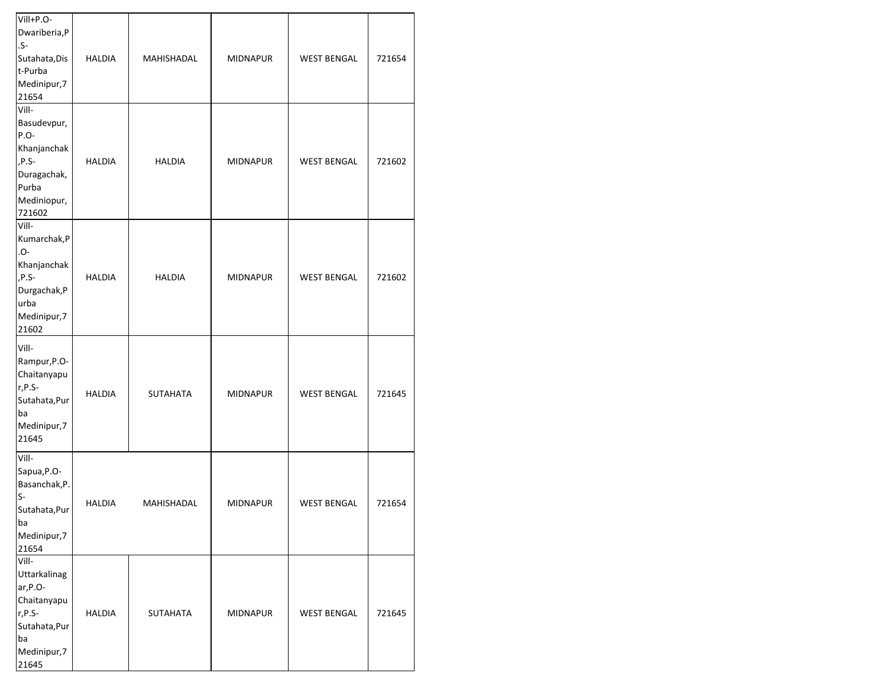| | | | | | |
|---|---|---|---|---|---|
| Vill+P.O-Dwariberia,P.S-Sutahata,Dist-Purba Medinipur,721654 | HALDIA | MAHISHADAL | MIDNAPUR | WEST BENGAL | 721654 |
| Vill-Basudevpur,P.O-Khanjanchak,P.S-Duragachak,Purba Mediniopur,721602 | HALDIA | HALDIA | MIDNAPUR | WEST BENGAL | 721602 |
| Vill-Kumarchak,P.O-Khanjanchak,P.S-Durgachak,Purba Medinipur,721602 | HALDIA | HALDIA | MIDNAPUR | WEST BENGAL | 721602 |
| Vill-Rampur,P.O-Chaitanyapur,P.S-Sutahata,Purba Medinipur,721645 | HALDIA | SUTAHATA | MIDNAPUR | WEST BENGAL | 721645 |
| Vill-Sapua,P.O-Basanchak,P.S-Sutahata,Purba Medinipur,721654 | HALDIA | MAHISHADAL | MIDNAPUR | WEST BENGAL | 721654 |
| Vill-Uttarkalinagar,P.O-Chaitanyapur,P.S-Sutahata,Purba Medinipur,721645 | HALDIA | SUTAHATA | MIDNAPUR | WEST BENGAL | 721645 |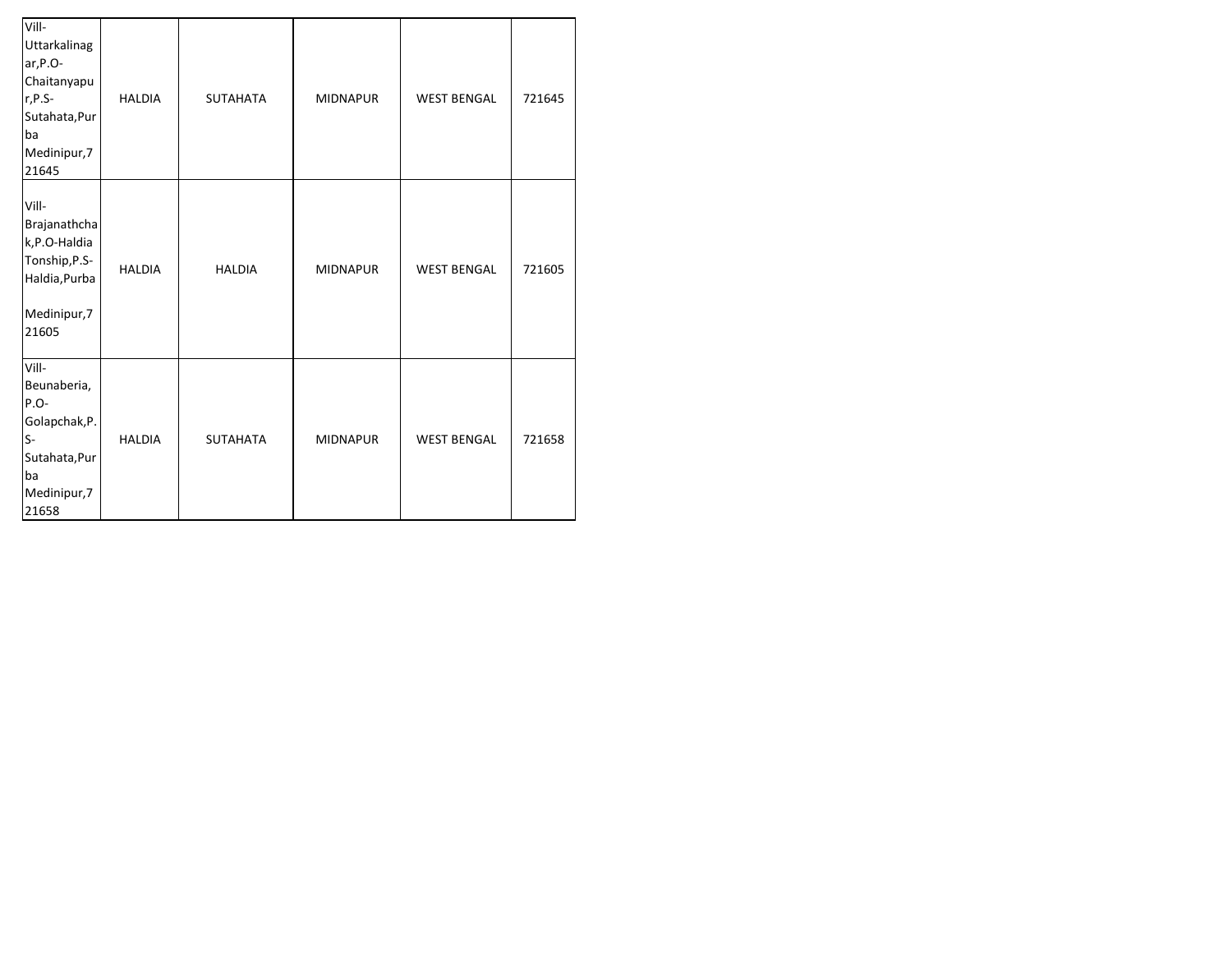| | | | | | |
|---|---|---|---|---|---|
| Vill-Uttarkalinagar,P.O-Chaitanyapur,P.S-Sutahata,Purba Medinipur,721645 | HALDIA | SUTAHATA | MIDNAPUR | WEST BENGAL | 721645 |
| Vill-Brajanathchak,P.O-Haldia Tonship,P.S-Haldia,Purba Medinipur,721605 | HALDIA | HALDIA | MIDNAPUR | WEST BENGAL | 721605 |
| Vill-Beunaberia, P.O-Golapchak,P.S-Sutahata,Purba Medinipur,721658 | HALDIA | SUTAHATA | MIDNAPUR | WEST BENGAL | 721658 |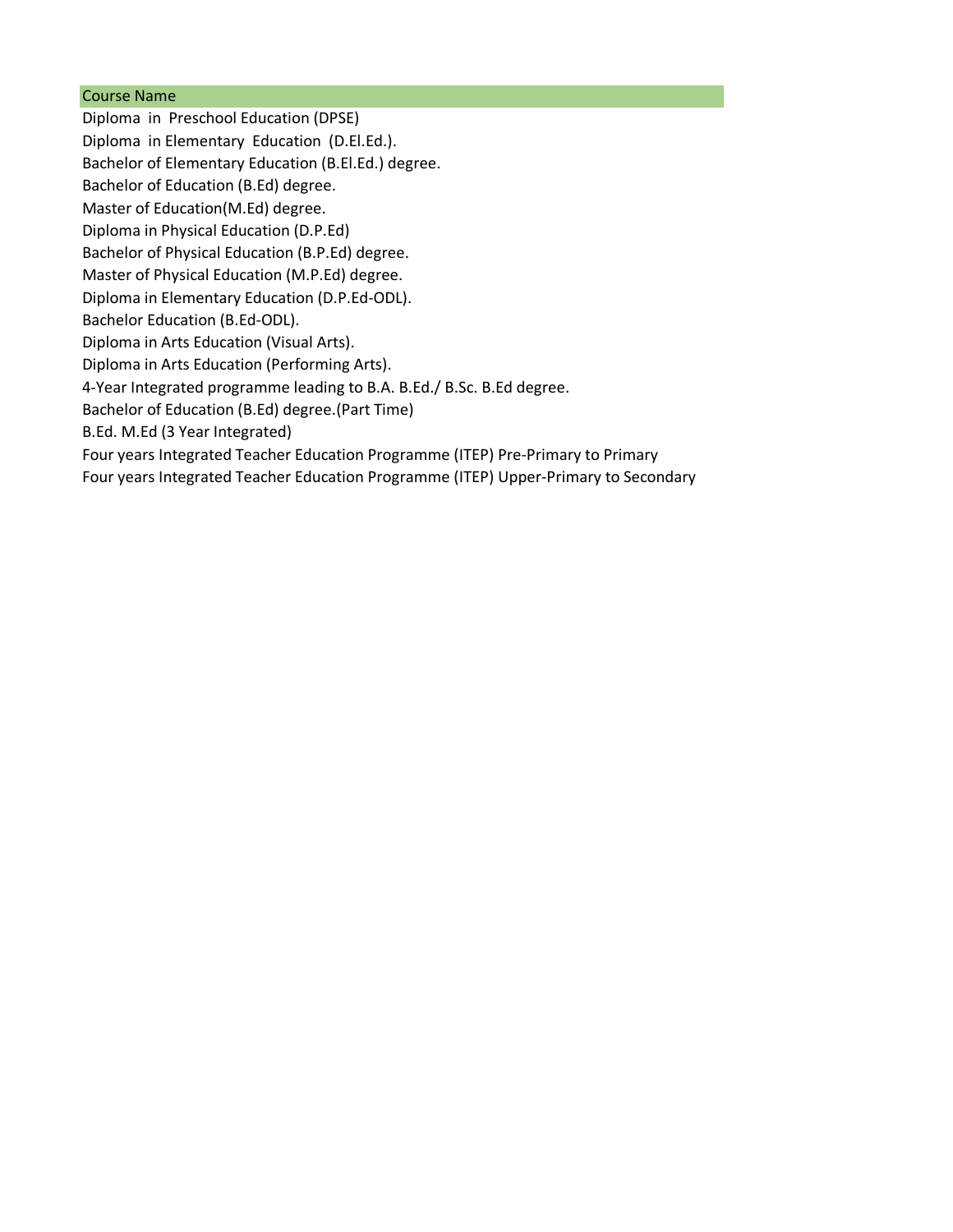| Course Name |
| --- |
| Diploma in Preschool Education (DPSE) |
| Diploma in Elementary Education (D.El.Ed.). |
| Bachelor of Elementary Education (B.El.Ed.) degree. |
| Bachelor of Education (B.Ed) degree. |
| Master of Education(M.Ed) degree. |
| Diploma in Physical Education (D.P.Ed) |
| Bachelor of Physical Education (B.P.Ed) degree. |
| Master of Physical Education (M.P.Ed) degree. |
| Diploma in Elementary Education (D.P.Ed-ODL). |
| Bachelor Education (B.Ed-ODL). |
| Diploma in Arts Education (Visual Arts). |
| Diploma in Arts Education (Performing Arts). |
| 4-Year Integrated programme leading to B.A. B.Ed./ B.Sc. B.Ed degree. |
| Bachelor of Education (B.Ed) degree.(Part Time) |
| B.Ed. M.Ed (3 Year Integrated) |
| Four years Integrated Teacher Education Programme (ITEP) Pre-Primary to Primary |
| Four years Integrated Teacher Education Programme (ITEP) Upper-Primary to Secondary |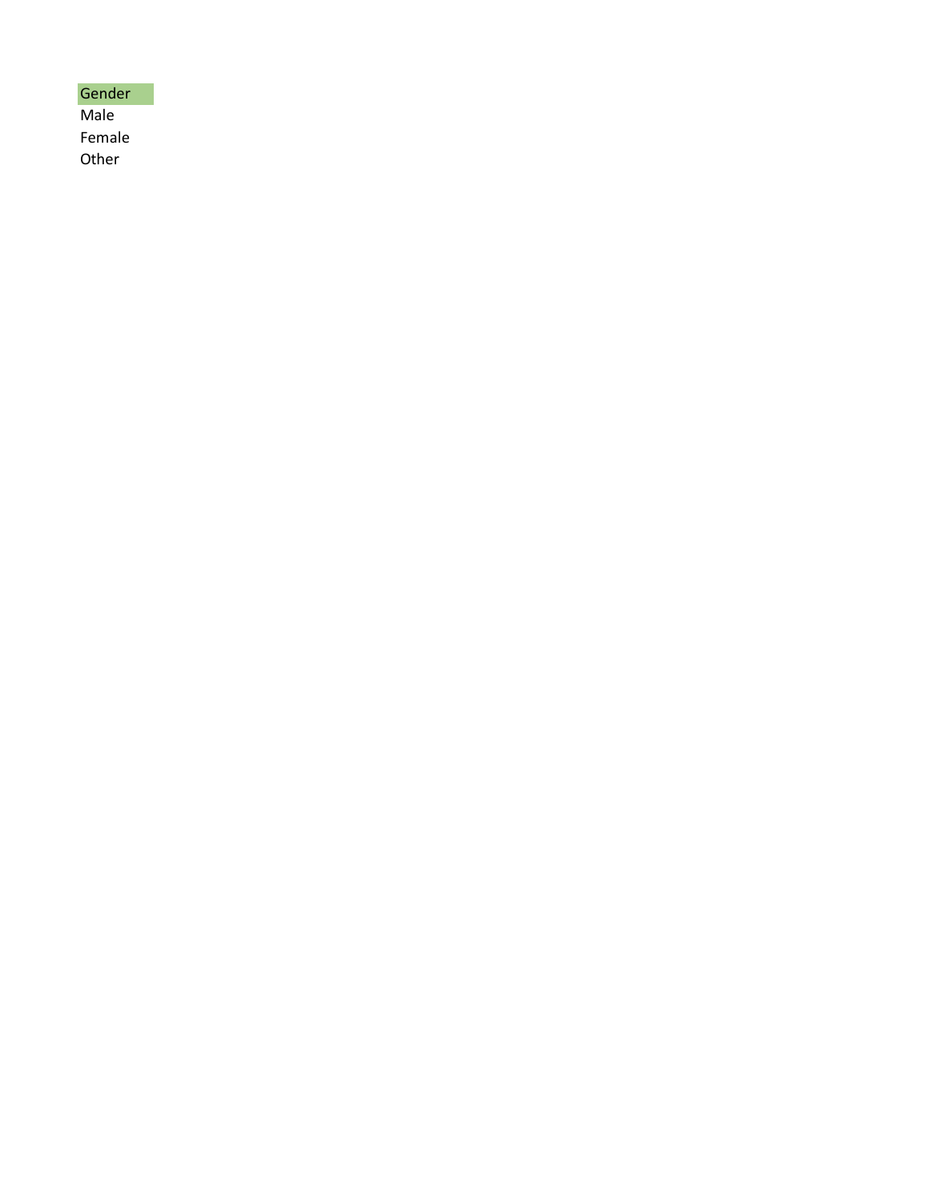| Gender |
| --- |
| Male |
| Female |
| Other |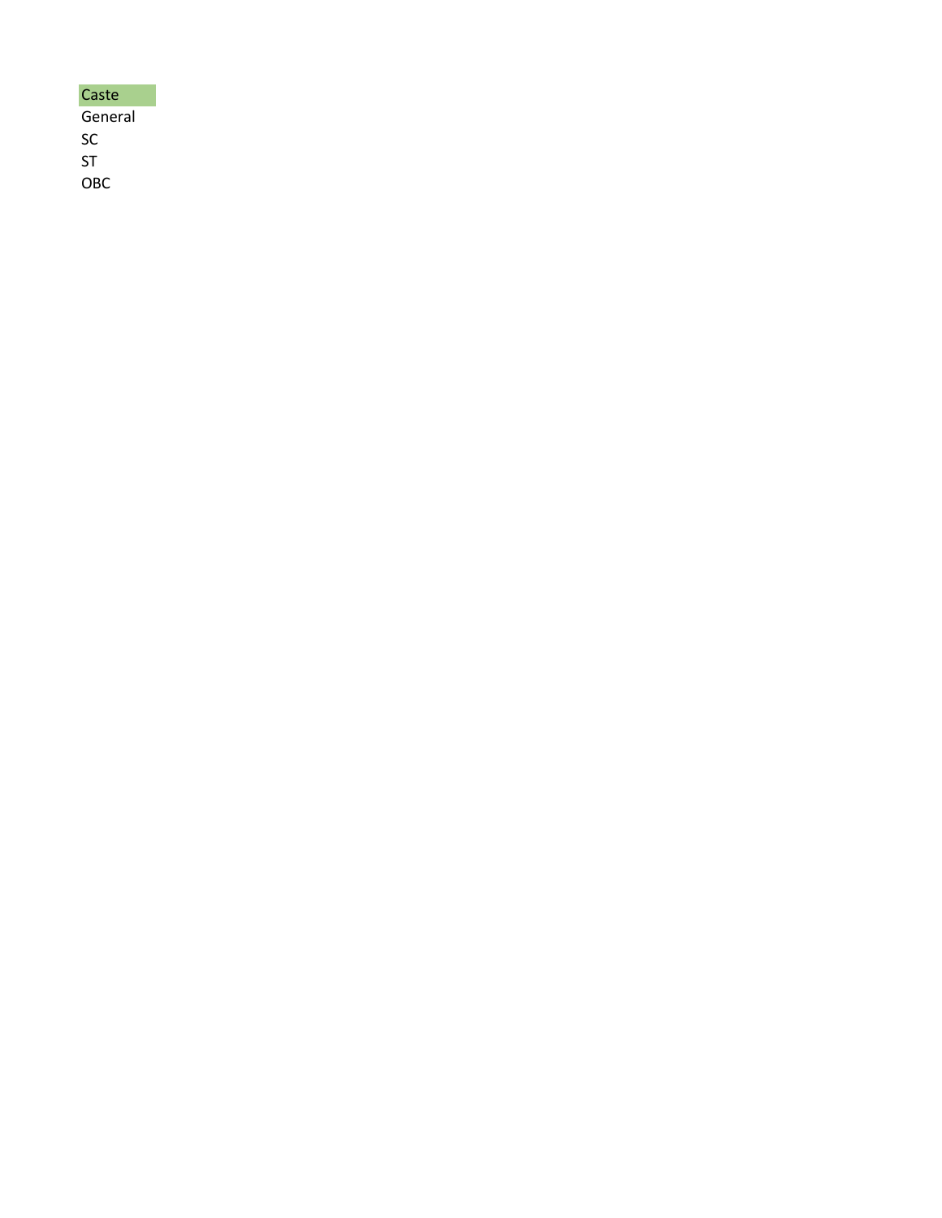| Caste |
| --- |
| General |
| SC |
| ST |
| OBC |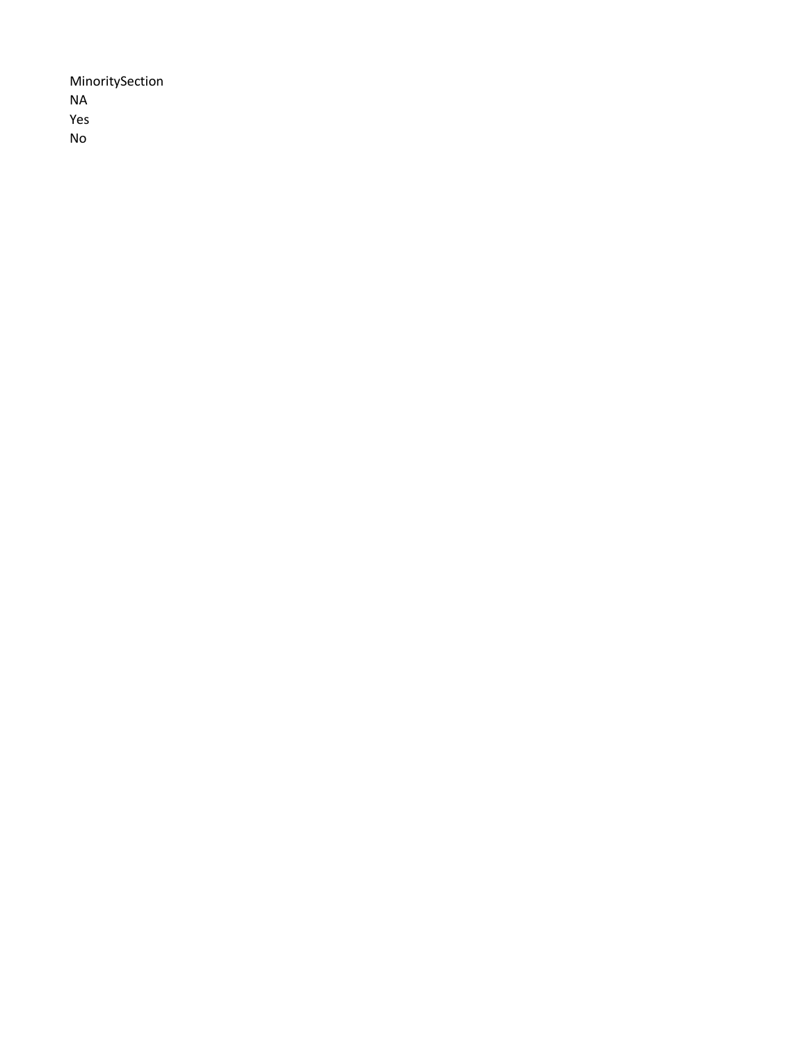MinoritySection
NA
Yes
No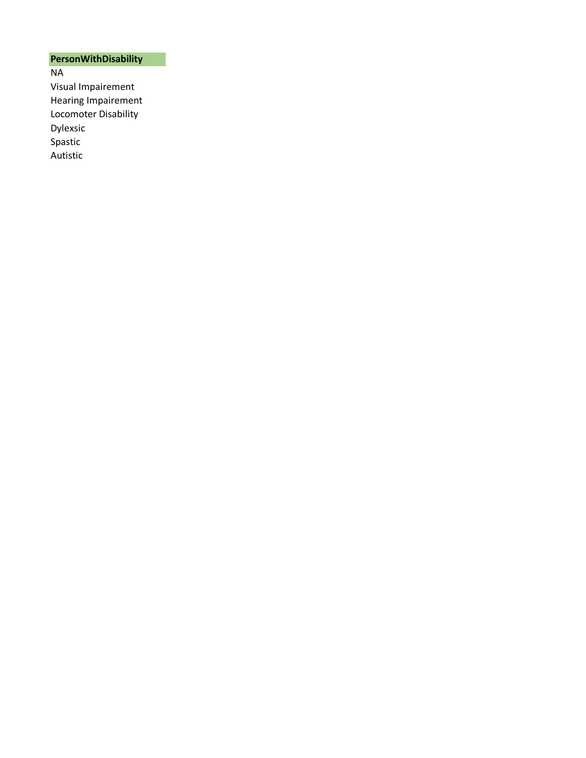| PersonWithDisability |
|---|
| NA |
| Visual Impairement |
| Hearing Impairement |
| Locomoter Disability |
| Dylexsic |
| Spastic |
| Autistic |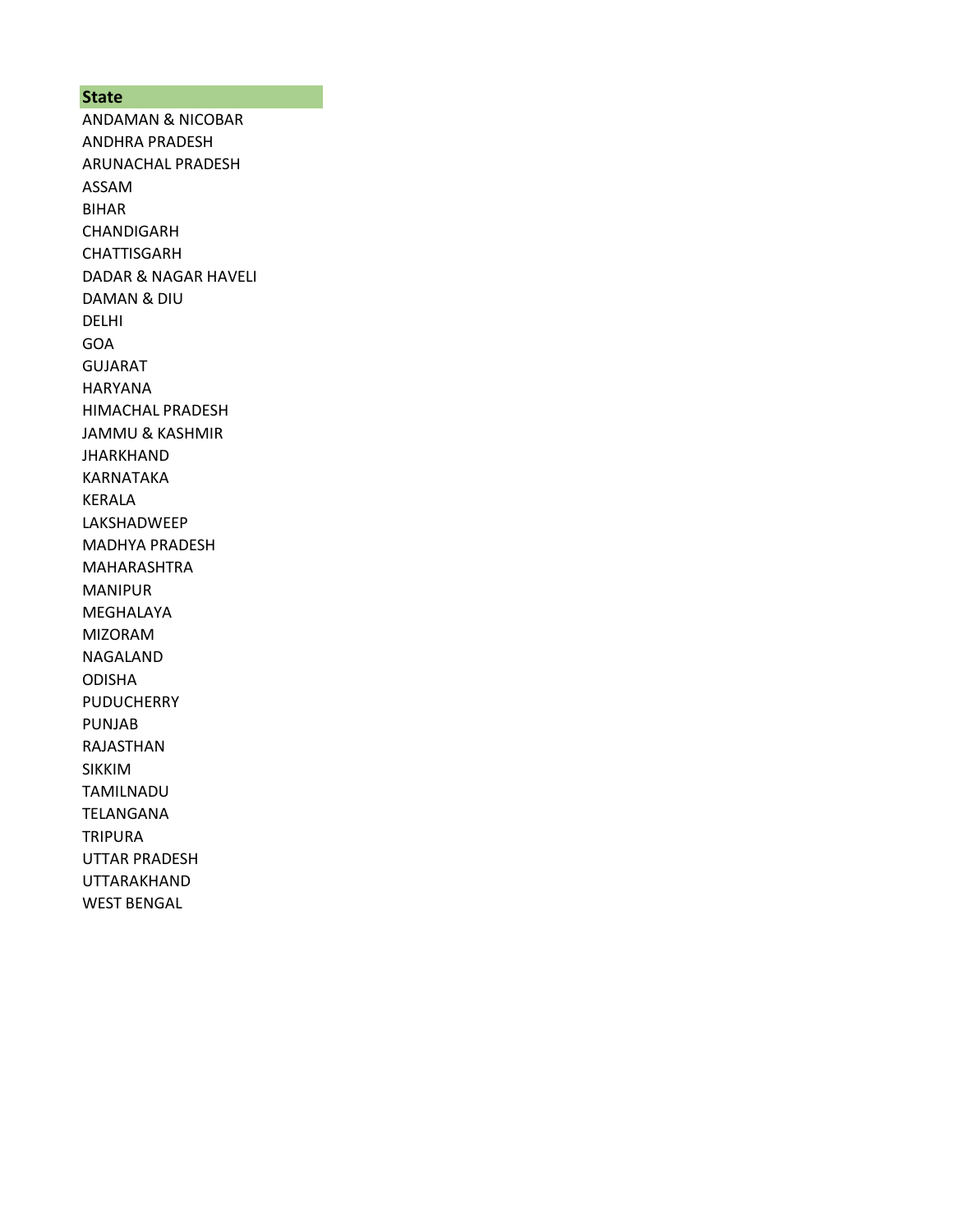| State |
| --- |
| ANDAMAN & NICOBAR |
| ANDHRA PRADESH |
| ARUNACHAL PRADESH |
| ASSAM |
| BIHAR |
| CHANDIGARH |
| CHATTISGARH |
| DADAR & NAGAR HAVELI |
| DAMAN & DIU |
| DELHI |
| GOA |
| GUJARAT |
| HARYANA |
| HIMACHAL PRADESH |
| JAMMU & KASHMIR |
| JHARKHAND |
| KARNATAKA |
| KERALA |
| LAKSHADWEEP |
| MADHYA PRADESH |
| MAHARASHTRA |
| MANIPUR |
| MEGHALAYA |
| MIZORAM |
| NAGALAND |
| ODISHA |
| PUDUCHERRY |
| PUNJAB |
| RAJASTHAN |
| SIKKIM |
| TAMILNADU |
| TELANGANA |
| TRIPURA |
| UTTAR PRADESH |
| UTTARAKHAND |
| WEST BENGAL |